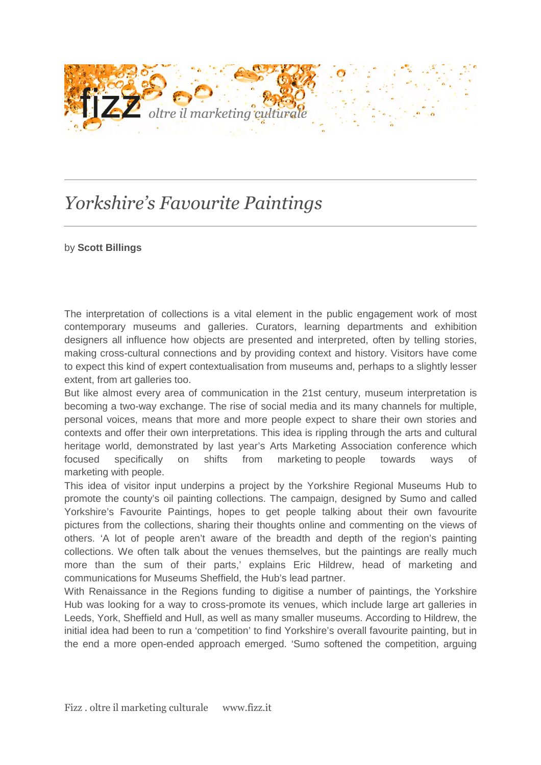# *Yorkshire's Favourite Paintings*

by **Scott Billings**

The interpretation of collections is a vital element in the public engagement work of most contemporary museums and galleries. Curators, learning departments and exhibition designers all influence how objects are presented and interpreted, often by telling stories, making cross-cultural connections and by providing context and history. Visitors have come to expect this kind of expert contextualisation from museums and, perhaps to a slightly lesser extent, from art galleries too.

But like almost every area of communication in the 21st century, museum interpretation is becoming a two-way exchange. The rise of social media and its many channels for multiple, personal voices, means that more and more people expect to share their own stories and contexts and offer their own interpretations. This idea is rippling through the arts and cultural heritage world, demonstrated by last year's Arts Marketing Association conference which focused specifically on shifts from marketing to people towards ways of marketing with people.

This idea of visitor input underpins a project by the Yorkshire Regional Museums Hub to promote the county's oil painting collections. The campaign, designed by Sumo and called Yorkshire's Favourite Paintings, hopes to get people talking about their own favourite pictures from the collections, sharing their thoughts online and commenting on the views of others. 'A lot of people aren't aware of the breadth and depth of the region's painting collections. We often talk about the venues themselves, but the paintings are really much more than the sum of their parts,' explains Eric Hildrew, head of marketing and communications for Museums Sheffield, the Hub's lead partner.

With Renaissance in the Regions funding to digitise a number of paintings, the Yorkshire Hub was looking for a way to cross-promote its venues, which include large art galleries in Leeds, York, Sheffield and Hull, as well as many smaller museums. According to Hildrew, the initial idea had been to run a 'competition' to find Yorkshire's overall favourite painting, but in the end a more open-ended approach emerged. 'Sumo softened the competition, arguing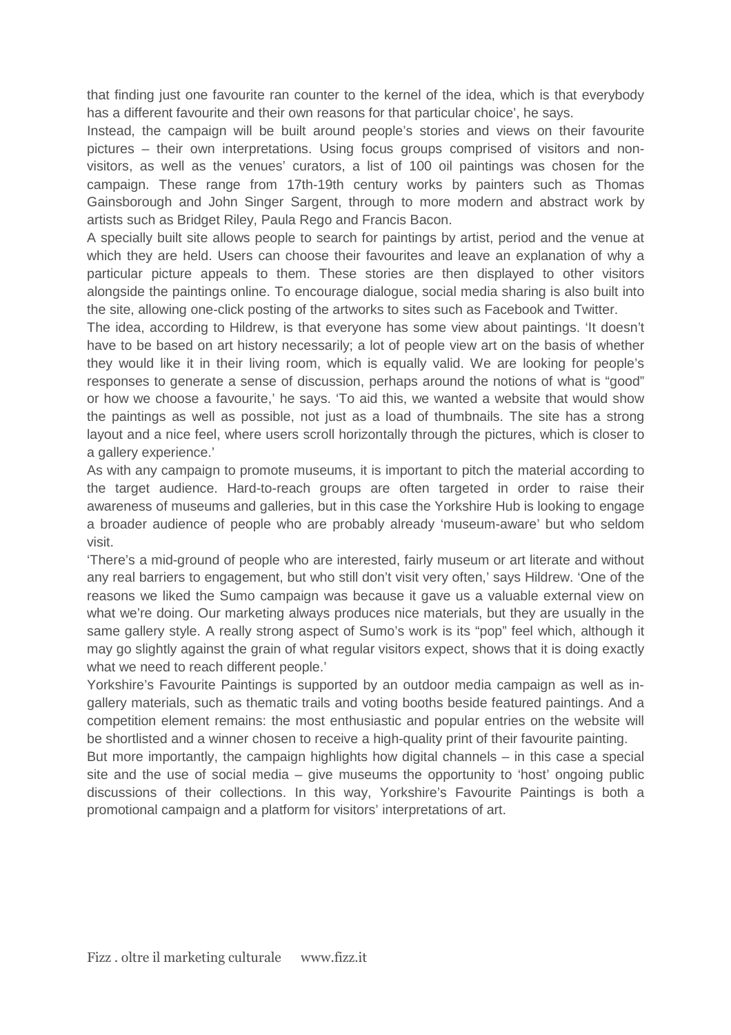that finding just one favourite ran counter to the kernel of the idea, which is that everybody has a different favourite and their own reasons for that particular choice', he says.

Instead, the campaign will be built around people's stories and views on their favourite pictures – their own interpretations. Using focus groups comprised of visitors and non-visitors, as well as the venues' curators, a list of 100 oil paintings was chosen for the campaign. These range from 17th-19th century works by painters such as Thomas Gainsborough and John Singer Sargent, through to more modern and abstract work by artists such as Bridget Riley, Paula Rego and Francis Bacon.

A specially built site allows people to search for paintings by artist, period and the venue at which they are held. Users can choose their favourites and leave an explanation of why a particular picture appeals to them. These stories are then displayed to other visitors alongside the paintings online. To encourage dialogue, social media sharing is also built into the site, allowing one-click posting of the artworks to sites such as Facebook and Twitter.

The idea, according to Hildrew, is that everyone has some view about paintings. 'It doesn't have to be based on art history necessarily; a lot of people view art on the basis of whether they would like it in their living room, which is equally valid. We are looking for people's responses to generate a sense of discussion, perhaps around the notions of what is "good" or how we choose a favourite,' he says. 'To aid this, we wanted a website that would show the paintings as well as possible, not just as a load of thumbnails. The site has a strong layout and a nice feel, where users scroll horizontally through the pictures, which is closer to a gallery experience.'

As with any campaign to promote museums, it is important to pitch the material according to the target audience. Hard-to-reach groups are often targeted in order to raise their awareness of museums and galleries, but in this case the Yorkshire Hub is looking to engage a broader audience of people who are probably already 'museum-aware' but who seldom visit.

'There's a mid-ground of people who are interested, fairly museum or art literate and without any real barriers to engagement, but who still don't visit very often,' says Hildrew. 'One of the reasons we liked the Sumo campaign was because it gave us a valuable external view on what we're doing. Our marketing always produces nice materials, but they are usually in the same gallery style. A really strong aspect of Sumo's work is its "pop" feel which, although it may go slightly against the grain of what regular visitors expect, shows that it is doing exactly what we need to reach different people.'

Yorkshire's Favourite Paintings is supported by an outdoor media campaign as well as in-gallery materials, such as thematic trails and voting booths beside featured paintings. And a competition element remains: the most enthusiastic and popular entries on the website will be shortlisted and a winner chosen to receive a high-quality print of their favourite painting.

But more importantly, the campaign highlights how digital channels – in this case a special site and the use of social media – give museums the opportunity to 'host' ongoing public discussions of their collections. In this way, Yorkshire's Favourite Paintings is both a promotional campaign and a platform for visitors' interpretations of art.